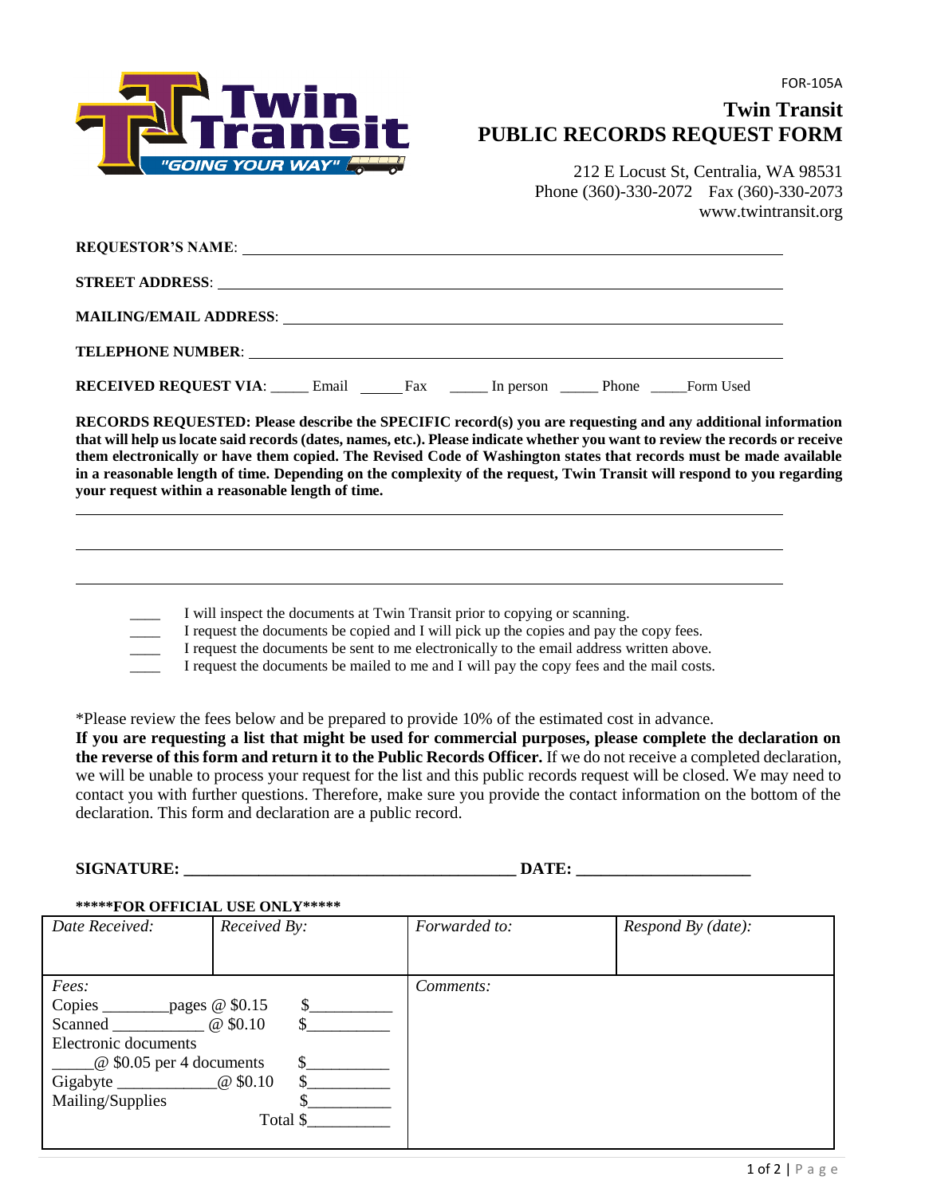FOR-105A

# Twin Transit
# PUBLIC RECORDS REQUEST FORM

212 E Locust St, Centralia, WA 98531
Phone (360)-330-2072 Fax (360)-330-2073
www.twintransit.org

**REQUESTOR'S NAME**: ______________________________

**STREET ADDRESS**: ______________________________

**MAILING/EMAIL ADDRESS**: ______________________________

**TELEPHONE NUMBER**: ______________________________

**RECEIVED REQUEST VIA**: _____ Email _____ Fax _____ In person _____ Phone _____Form Used

**RECORDS REQUESTED: Please describe the SPECIFIC record(s) you are requesting and any additional information that will help us locate said records (dates, names, etc.). Please indicate whether you want to review the records or receive them electronically or have them copied. The Revised Code of Washington states that records must be made available in a reasonable length of time. Depending on the complexity of the request, Twin Transit will respond to you regarding your request within a reasonable length of time.**

______________________________

______________________________

______________________________

____ I will inspect the documents at Twin Transit prior to copying or scanning.
____ I request the documents be copied and I will pick up the copies and pay the copy fees.
____ I request the documents be sent to me electronically to the email address written above.
____ I request the documents be mailed to me and I will pay the copy fees and the mail costs.

*Please review the fees below and be prepared to provide 10% of the estimated cost in advance.
**If you are requesting a list that might be used for commercial purposes, please complete the declaration on the reverse of this form and return it to the Public Records Officer.** If we do not receive a completed declaration, we will be unable to process your request for the list and this public records request will be closed. We may need to contact you with further questions. Therefore, make sure you provide the contact information on the bottom of the declaration. This form and declaration are a public record.

**SIGNATURE: ________________________________________ DATE: ____________________**

**\*\*\*\*\*FOR OFFICIAL USE ONLY\*\*\*\*\***

| *Date Received:* | *Received By:* | *Forwarded to:* | *Respond By (date):* |
|---|---|---|---|
| *Fees:*<br>Copies ________pages @ $0.15 $__________<br>Scanned ___________ @ $0.10 $__________<br>Electronic documents<br>_____@ $0.05 per 4 documents $__________<br>Gigabyte ____________@ $0.10 $__________<br>Mailing/Supplies $__________<br>Total $__________ | | Comments: | |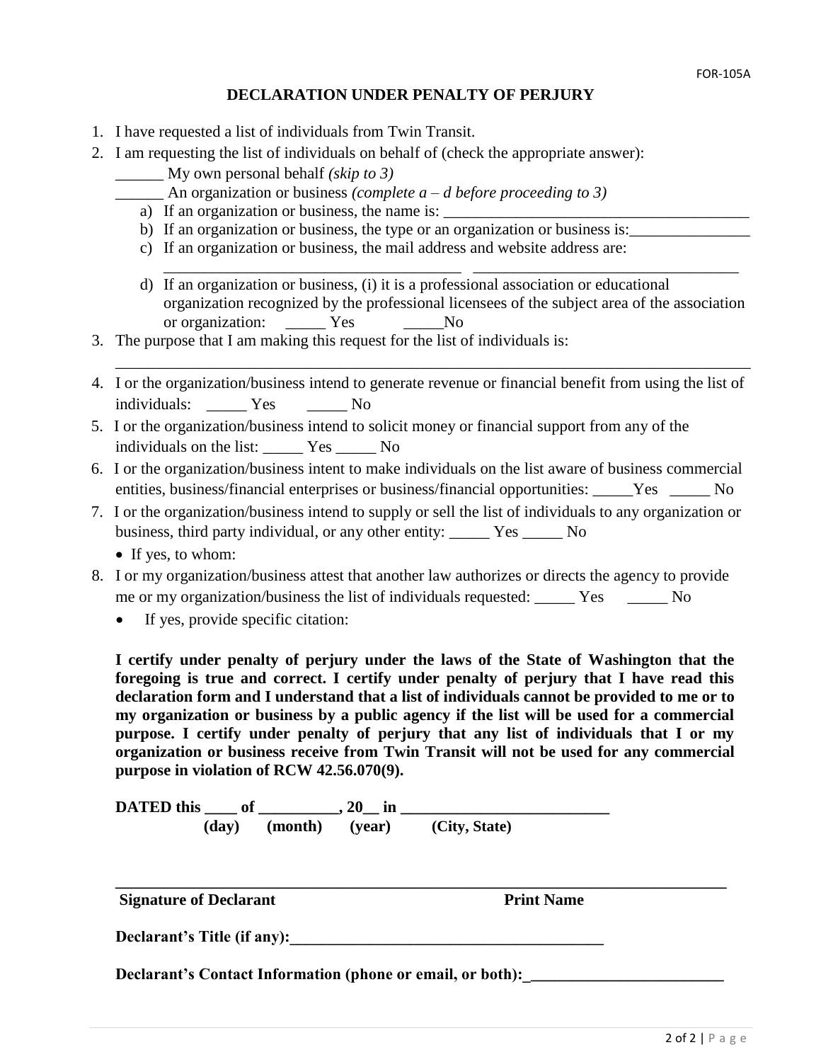FOR-105A

# DECLARATION UNDER PENALTY OF PERJURY

1. I have requested a list of individuals from Twin Transit.
2. I am requesting the list of individuals on behalf of (check the appropriate answer):

   ______ My own personal behalf *(skip to 3)*

   ______ An organization or business *(complete a – d before proceeding to 3)*

   a) If an organization or business, the name is: ______________________________________
   b) If an organization or business, the type or an organization or business is:_______________
   c) If an organization or business, the mail address and website address are:

      _____________________________________ _________________________________
   d) If an organization or business, (i) it is a professional association or educational organization recognized by the professional licensees of the subject area of the association or organization: _____ Yes _____No
3. The purpose that I am making this request for the list of individuals is:

   ______________________________________________________________________________
4. I or the organization/business intend to generate revenue or financial benefit from using the list of individuals: _____ Yes _____ No
5. I or the organization/business intend to solicit money or financial support from any of the individuals on the list: _____ Yes _____ No
6. I or the organization/business intent to make individuals on the list aware of business commercial entities, business/financial enterprises or business/financial opportunities: _____Yes _____ No
7. I or the organization/business intend to supply or sell the list of individuals to any organization or business, third party individual, or any other entity: _____ Yes _____ No
   - If yes, to whom:
8. I or my organization/business attest that another law authorizes or directs the agency to provide me or my organization/business the list of individuals requested: _____ Yes _____ No
   - If yes, provide specific citation:

**I certify under penalty of perjury under the laws of the State of Washington that the foregoing is true and correct. I certify under penalty of perjury that I have read this declaration form and I understand that a list of individuals cannot be provided to me or to my organization or business by a public agency if the list will be used for a commercial purpose. I certify under penalty of perjury that any list of individuals that I or my organization or business receive from Twin Transit will not be used for any commercial purpose in violation of RCW 42.56.070(9).**

**DATED this ____ of __________, 20__ in __________________________**
**(day) (month) (year) (City, State)**

______________________________________________________________________________

**Signature of Declarant** **Print Name**

**Declarant's Title (if any):________________________________________**

**Declarant's Contact Information (phone or email, or both):_________________________**